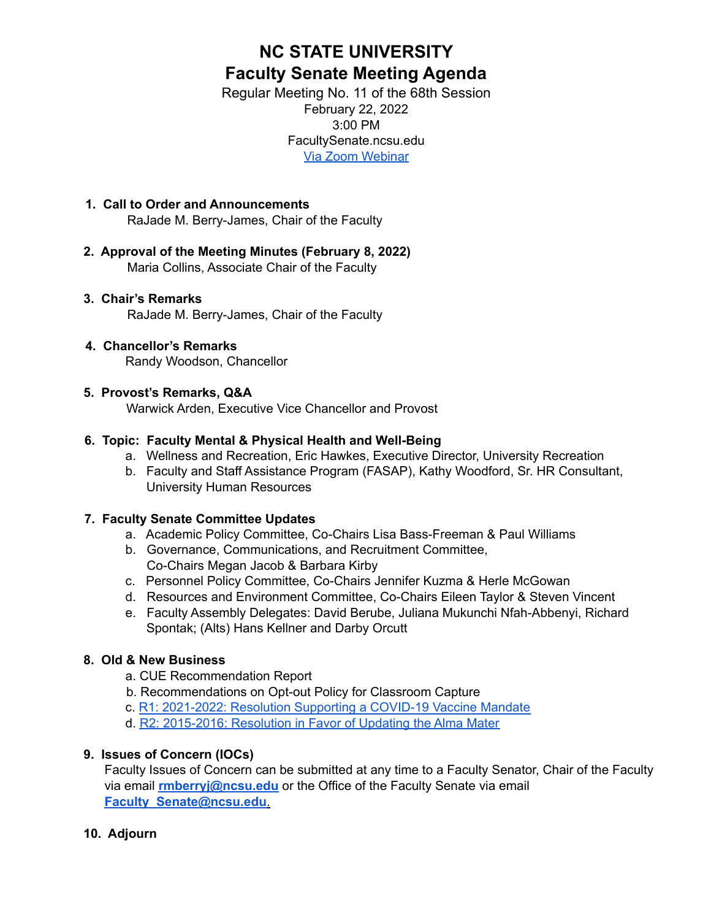# NC STATE UNIVERSITY
## Faculty Senate Meeting Agenda

Regular Meeting No. 11 of the 68th Session
February 22, 2022
3:00 PM
FacultySenate.ncsu.edu
[Via Zoom Webinar]

1. **Call to Order and Announcements**
   RaJade M. Berry-James, Chair of the Faculty

2. **Approval of the Meeting Minutes (February 8, 2022)**
   Maria Collins, Associate Chair of the Faculty

3. **Chair's Remarks**
   RaJade M. Berry-James, Chair of the Faculty

4. **Chancellor's Remarks**
   Randy Woodson, Chancellor

5. **Provost's Remarks, Q&A**
   Warwick Arden, Executive Vice Chancellor and Provost

6. **Topic: Faculty Mental & Physical Health and Well-Being**
   a. Wellness and Recreation, Eric Hawkes, Executive Director, University Recreation
   b. Faculty and Staff Assistance Program (FASAP), Kathy Woodford, Sr. HR Consultant, University Human Resources

7. **Faculty Senate Committee Updates**
   a. Academic Policy Committee, Co-Chairs Lisa Bass-Freeman & Paul Williams
   b. Governance, Communications, and Recruitment Committee, Co-Chairs Megan Jacob & Barbara Kirby
   c. Personnel Policy Committee, Co-Chairs Jennifer Kuzma & Herle McGowan
   d. Resources and Environment Committee, Co-Chairs Eileen Taylor & Steven Vincent
   e. Faculty Assembly Delegates: David Berube, Juliana Mukunchi Nfah-Abbenyi, Richard Spontak; (Alts) Hans Kellner and Darby Orcutt

8. **Old & New Business**
   a. CUE Recommendation Report
   b. Recommendations on Opt-out Policy for Classroom Capture
   c. [R1: 2021-2022: Resolution Supporting a COVID-19 Vaccine Mandate]
   d. [R2: 2015-2016: Resolution in Favor of Updating the Alma Mater]

9. **Issues of Concern (IOCs)**
   Faculty Issues of Concern can be submitted at any time to a Faculty Senator, Chair of the Faculty via email **rmberryj@ncsu.edu** or the Office of the Faculty Senate via email **Faculty_Senate@ncsu.edu**.

10. **Adjourn**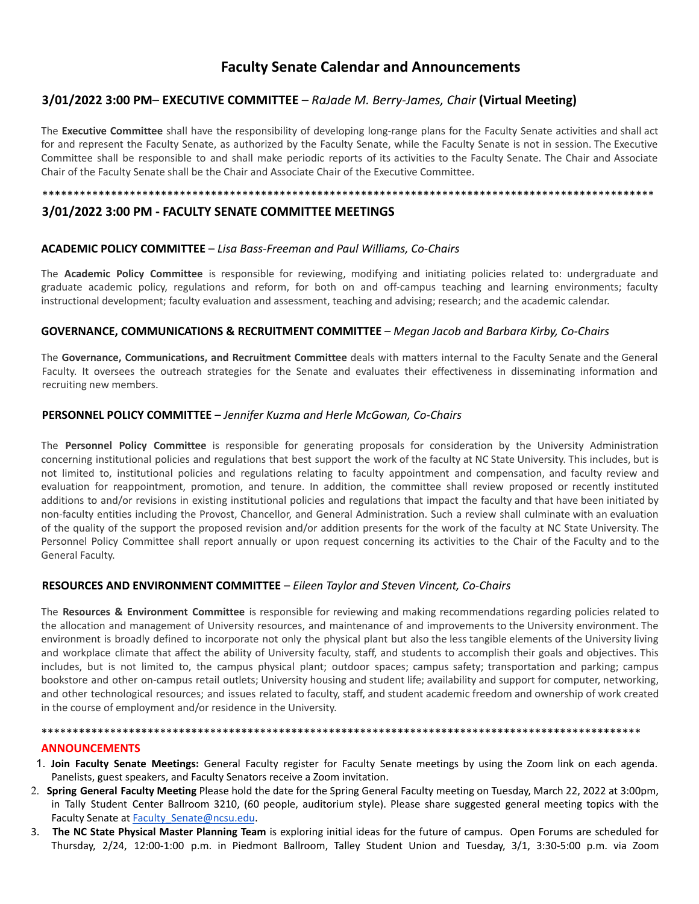# Faculty Senate Calendar and Announcements

## 3/01/2022 3:00 PM– EXECUTIVE COMMITTEE – *RaJade M. Berry-James, Chair* (Virtual Meeting)

The **Executive Committee** shall have the responsibility of developing long-range plans for the Faculty Senate activities and shall act for and represent the Faculty Senate, as authorized by the Faculty Senate, while the Faculty Senate is not in session. The Executive Committee shall be responsible to and shall make periodic reports of its activities to the Faculty Senate. The Chair and Associate Chair of the Faculty Senate shall be the Chair and Associate Chair of the Executive Committee.

****************************************************************************************************

## 3/01/2022 3:00 PM - FACULTY SENATE COMMITTEE MEETINGS

### ACADEMIC POLICY COMMITTEE – *Lisa Bass-Freeman and Paul Williams, Co-Chairs*

The **Academic Policy Committee** is responsible for reviewing, modifying and initiating policies related to: undergraduate and graduate academic policy, regulations and reform, for both on and off-campus teaching and learning environments; faculty instructional development; faculty evaluation and assessment, teaching and advising; research; and the academic calendar.

### GOVERNANCE, COMMUNICATIONS & RECRUITMENT COMMITTEE – *Megan Jacob and Barbara Kirby, Co-Chairs*

The **Governance, Communications, and Recruitment Committee** deals with matters internal to the Faculty Senate and the General Faculty. It oversees the outreach strategies for the Senate and evaluates their effectiveness in disseminating information and recruiting new members.

### PERSONNEL POLICY COMMITTEE – *Jennifer Kuzma and Herle McGowan, Co-Chairs*

The **Personnel Policy Committee** is responsible for generating proposals for consideration by the University Administration concerning institutional policies and regulations that best support the work of the faculty at NC State University. This includes, but is not limited to, institutional policies and regulations relating to faculty appointment and compensation, and faculty review and evaluation for reappointment, promotion, and tenure. In addition, the committee shall review proposed or recently instituted additions to and/or revisions in existing institutional policies and regulations that impact the faculty and that have been initiated by non-faculty entities including the Provost, Chancellor, and General Administration. Such a review shall culminate with an evaluation of the quality of the support the proposed revision and/or addition presents for the work of the faculty at NC State University. The Personnel Policy Committee shall report annually or upon request concerning its activities to the Chair of the Faculty and to the General Faculty.

### RESOURCES AND ENVIRONMENT COMMITTEE – *Eileen Taylor and Steven Vincent, Co-Chairs*

The **Resources & Environment Committee** is responsible for reviewing and making recommendations regarding policies related to the allocation and management of University resources, and maintenance of and improvements to the University environment. The environment is broadly defined to incorporate not only the physical plant but also the less tangible elements of the University living and workplace climate that affect the ability of University faculty, staff, and students to accomplish their goals and objectives. This includes, but is not limited to, the campus physical plant; outdoor spaces; campus safety; transportation and parking; campus bookstore and other on-campus retail outlets; University housing and student life; availability and support for computer, networking, and other technological resources; and issues related to faculty, staff, and student academic freedom and ownership of work created in the course of employment and/or residence in the University.

****************************************************************************************************

## ANNOUNCEMENTS

1. **Join Faculty Senate Meetings:** General Faculty register for Faculty Senate meetings by using the Zoom link on each agenda. Panelists, guest speakers, and Faculty Senators receive a Zoom invitation.
2. **Spring General Faculty Meeting** Please hold the date for the Spring General Faculty meeting on Tuesday, March 22, 2022 at 3:00pm, in Tally Student Center Ballroom 3210, (60 people, auditorium style). Please share suggested general meeting topics with the Faculty Senate at Faculty_Senate@ncsu.edu.
3. **The NC State Physical Master Planning Team** is exploring initial ideas for the future of campus. Open Forums are scheduled for Thursday, 2/24, 12:00-1:00 p.m. in Piedmont Ballroom, Talley Student Union and Tuesday, 3/1, 3:30-5:00 p.m. via Zoom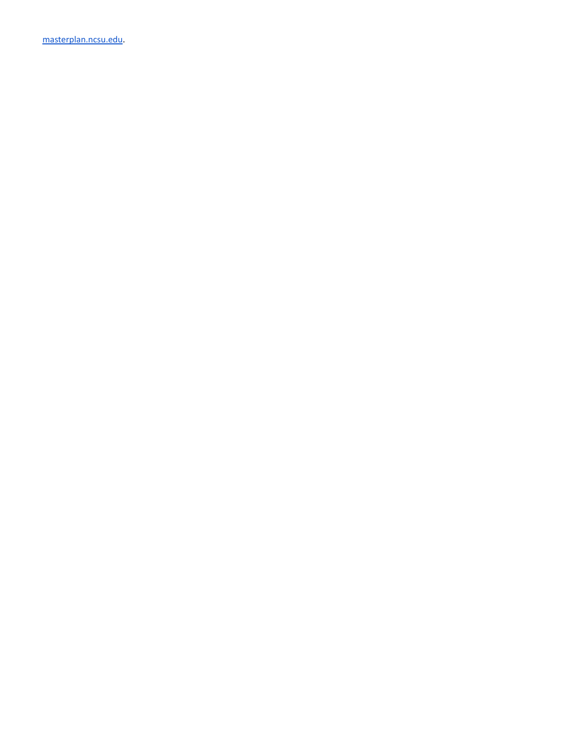[masterplan.ncsu.edu](masterplan.ncsu.edu).